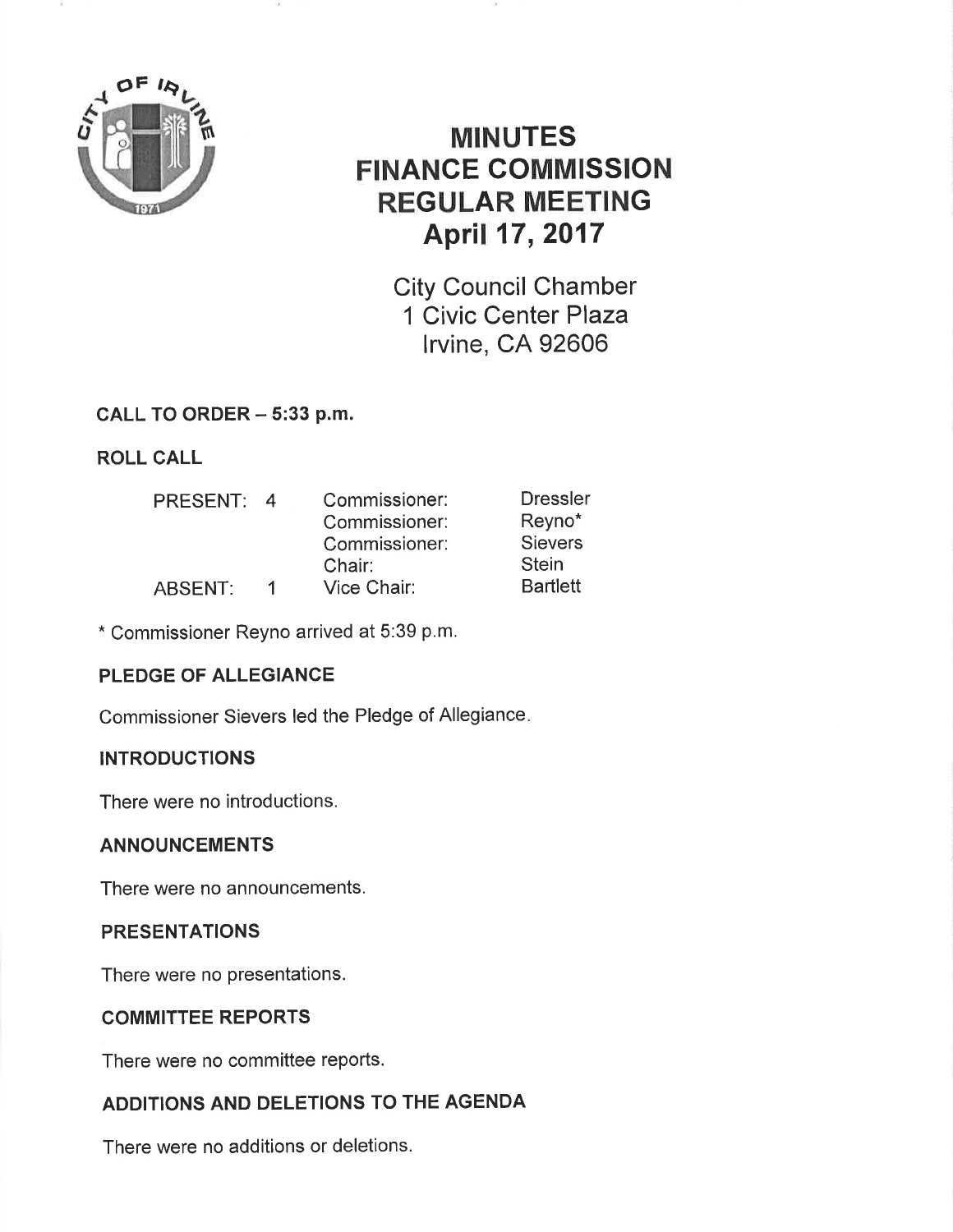# MINUTES
# FINANCE COMMISSION
# REGULAR MEETING
# April 17, 2017

City Council Chamber
1 Civic Center Plaza
Irvine, CA 92606

## CALL TO ORDER – 5:33 p.m.

## ROLL CALL

| | | | |
|---|---|---|---|
| PRESENT: | 4 | Commissioner: | Dressler |
| | | Commissioner: | Reyno* |
| | | Commissioner: | Sievers |
| | | Chair: | Stein |
| ABSENT: | 1 | Vice Chair: | Bartlett |

* Commissioner Reyno arrived at 5:39 p.m.

## PLEDGE OF ALLEGIANCE

Commissioner Sievers led the Pledge of Allegiance.

## INTRODUCTIONS

There were no introductions.

## ANNOUNCEMENTS

There were no announcements.

## PRESENTATIONS

There were no presentations.

## COMMITTEE REPORTS

There were no committee reports.

## ADDITIONS AND DELETIONS TO THE AGENDA

There were no additions or deletions.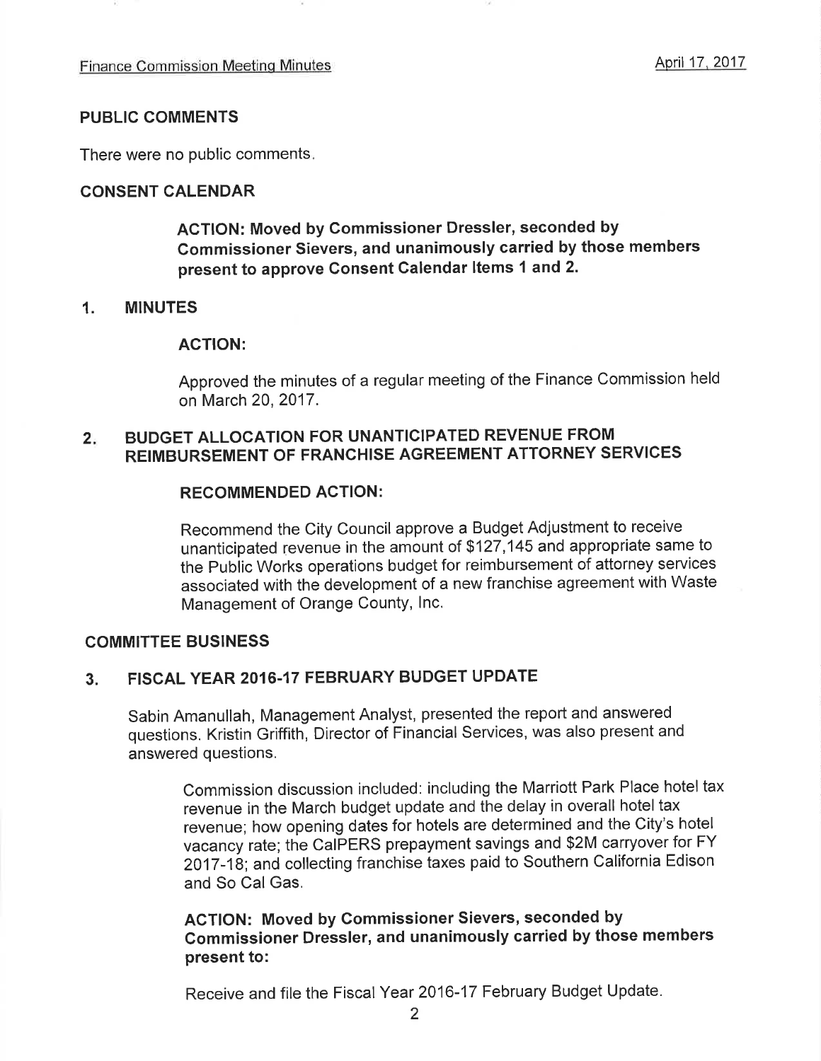## PUBLIC COMMENTS

There were no public comments.

## CONSENT CALENDAR

**ACTION: Moved by Commissioner Dressler, seconded by Commissioner Sievers, and unanimously carried by those members present to approve Consent Calendar Items 1 and 2.**

### 1. MINUTES

**ACTION:**

Approved the minutes of a regular meeting of the Finance Commission held on March 20, 2017.

### 2. BUDGET ALLOCATION FOR UNANTICIPATED REVENUE FROM REIMBURSEMENT OF FRANCHISE AGREEMENT ATTORNEY SERVICES

**RECOMMENDED ACTION:**

Recommend the City Council approve a Budget Adjustment to receive unanticipated revenue in the amount of $127,145 and appropriate same to the Public Works operations budget for reimbursement of attorney services associated with the development of a new franchise agreement with Waste Management of Orange County, Inc.

## COMMITTEE BUSINESS

### 3. FISCAL YEAR 2016-17 FEBRUARY BUDGET UPDATE

Sabin Amanullah, Management Analyst, presented the report and answered questions. Kristin Griffith, Director of Financial Services, was also present and answered questions.

Commission discussion included: including the Marriott Park Place hotel tax revenue in the March budget update and the delay in overall hotel tax revenue; how opening dates for hotels are determined and the City's hotel vacancy rate; the CalPERS prepayment savings and $2M carryover for FY 2017-18; and collecting franchise taxes paid to Southern California Edison and So Cal Gas.

**ACTION: Moved by Commissioner Sievers, seconded by Commissioner Dressler, and unanimously carried by those members present to:**

Receive and file the Fiscal Year 2016-17 February Budget Update.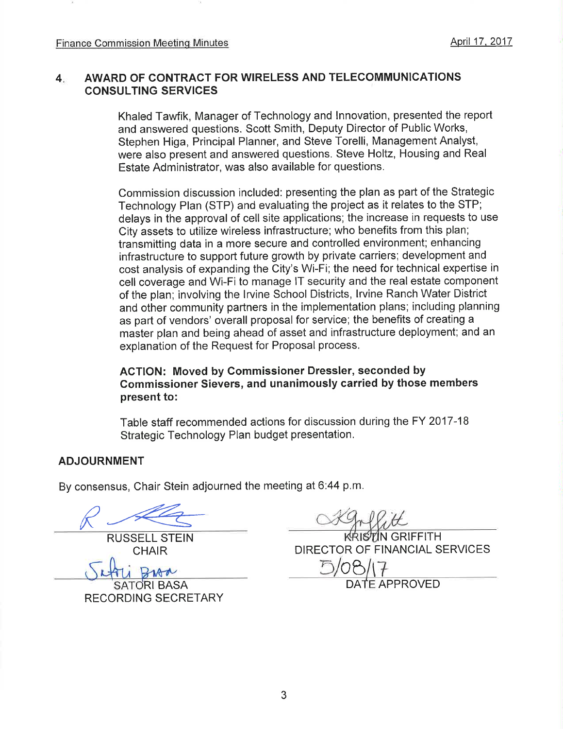## 4. AWARD OF CONTRACT FOR WIRELESS AND TELECOMMUNICATIONS CONSULTING SERVICES

Khaled Tawfik, Manager of Technology and Innovation, presented the report and answered questions. Scott Smith, Deputy Director of Public Works, Stephen Higa, Principal Planner, and Steve Torelli, Management Analyst, were also present and answered questions. Steve Holtz, Housing and Real Estate Administrator, was also available for questions.

Commission discussion included: presenting the plan as part of the Strategic Technology Plan (STP) and evaluating the project as it relates to the STP; delays in the approval of cell site applications; the increase in requests to use City assets to utilize wireless infrastructure; who benefits from this plan; transmitting data in a more secure and controlled environment; enhancing infrastructure to support future growth by private carriers; development and cost analysis of expanding the City's Wi-Fi; the need for technical expertise in cell coverage and Wi-Fi to manage IT security and the real estate component of the plan; involving the Irvine School Districts, Irvine Ranch Water District and other community partners in the implementation plans; including planning as part of vendors' overall proposal for service; the benefits of creating a master plan and being ahead of asset and infrastructure deployment; and an explanation of the Request for Proposal process.

**ACTION: Moved by Commissioner Dressler, seconded by Commissioner Sievers, and unanimously carried by those members present to:**

Table staff recommended actions for discussion during the FY 2017-18 Strategic Technology Plan budget presentation.

## ADJOURNMENT

By consensus, Chair Stein adjourned the meeting at 6:44 p.m.

RUSSELL STEIN
CHAIR

SATORI BASA
RECORDING SECRETARY

KRISTIN GRIFFITH
DIRECTOR OF FINANCIAL SERVICES

5/08/17
DATE APPROVED